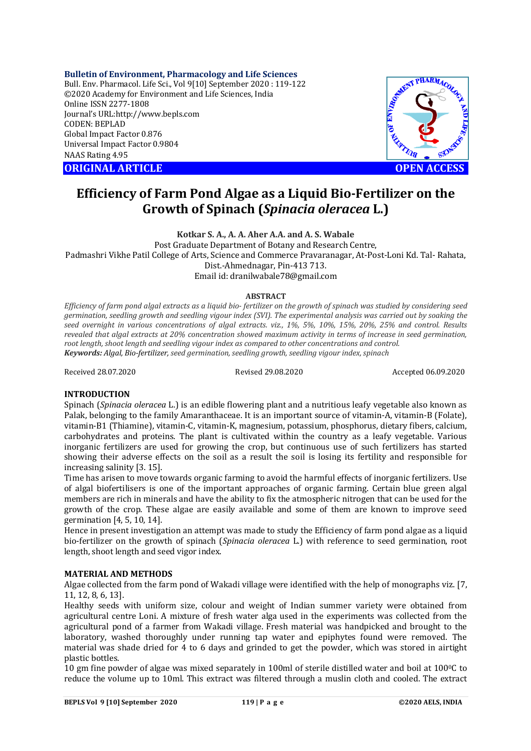**Bulletin of Environment, Pharmacology and Life Sciences**
Bull. Env. Pharmacol. Life Sci., Vol 9[10] September 2020 : 119-122
©2020 Academy for Environment and Life Sciences, India
Online ISSN 2277-1808
Journal's URL:http://www.bepls.com
CODEN: BEPLAD
Global Impact Factor 0.876
Universal Impact Factor 0.9804
NAAS Rating 4.95

**ORIGINAL ARTICLE** **OPEN ACCESS**

# Efficiency of Farm Pond Algae as a Liquid Bio-Fertilizer on the Growth of Spinach (*Spinacia oleracea* L.)

**Kotkar S. A., A. A. Aher A.A. and A. S. Wabale**

Post Graduate Department of Botany and Research Centre,
Padmashri Vikhe Patil College of Arts, Science and Commerce Pravaranagar, At-Post-Loni Kd. Tal- Rahata, Dist.-Ahmednagar, Pin-413 713.
Email id: dranilwabale78@gmail.com

## ABSTRACT

*Efficiency of farm pond algal extracts as a liquid bio- fertilizer on the growth of spinach was studied by considering seed germination, seedling growth and seedling vigour index (SVI). The experimental analysis was carried out by soaking the seed overnight in various concentrations of algal extracts. viz., 1%, 5%, 10%, 15%, 20%, 25% and control. Results revealed that algal extracts at 20% concentration showed maximum activity in terms of increase in seed germination, root length, shoot length and seedling vigour index as compared to other concentrations and control.*

***Keywords:*** ***Algal, Bio-fertilizer,*** *seed germination, seedling growth, seedling vigour index, spinach*

Received 28.07.2020 Revised 29.08.2020 Accepted 06.09.2020

## INTRODUCTION

Spinach (*Spinacia oleracea* L.) is an edible flowering plant and a nutritious leafy vegetable also known as Palak, belonging to the family Amaranthaceae. It is an important source of vitamin-A, vitamin-B (Folate), vitamin-B1 (Thiamine), vitamin-C, vitamin-K, magnesium, potassium, phosphorus, dietary fibers, calcium, carbohydrates and proteins. The plant is cultivated within the country as a leafy vegetable. Various inorganic fertilizers are used for growing the crop, but continuous use of such fertilizers has started showing their adverse effects on the soil as a result the soil is losing its fertility and responsible for increasing salinity [3. 15].

Time has arisen to move towards organic farming to avoid the harmful effects of inorganic fertilizers. Use of algal biofertilisers is one of the important approaches of organic farming. Certain blue green algal members are rich in minerals and have the ability to fix the atmospheric nitrogen that can be used for the growth of the crop. These algae are easily available and some of them are known to improve seed germination [4, 5, 10, 14].

Hence in present investigation an attempt was made to study the Efficiency of farm pond algae as a liquid bio-fertilizer on the growth of spinach (*Spinacia oleracea* L.) with reference to seed germination, root length, shoot length and seed vigor index.

## MATERIAL AND METHODS

Algae collected from the farm pond of Wakadi village were identified with the help of monographs viz. [7, 11, 12, 8, 6, 13].

Healthy seeds with uniform size, colour and weight of Indian summer variety were obtained from agricultural centre Loni. A mixture of fresh water alga used in the experiments was collected from the agricultural pond of a farmer from Wakadi village. Fresh material was handpicked and brought to the laboratory, washed thoroughly under running tap water and epiphytes found were removed. The material was shade dried for 4 to 6 days and grinded to get the powder, which was stored in airtight plastic bottles.

10 gm fine powder of algae was mixed separately in 100ml of sterile distilled water and boil at 100$^0$C to reduce the volume up to 10ml. This extract was filtered through a muslin cloth and cooled. The extract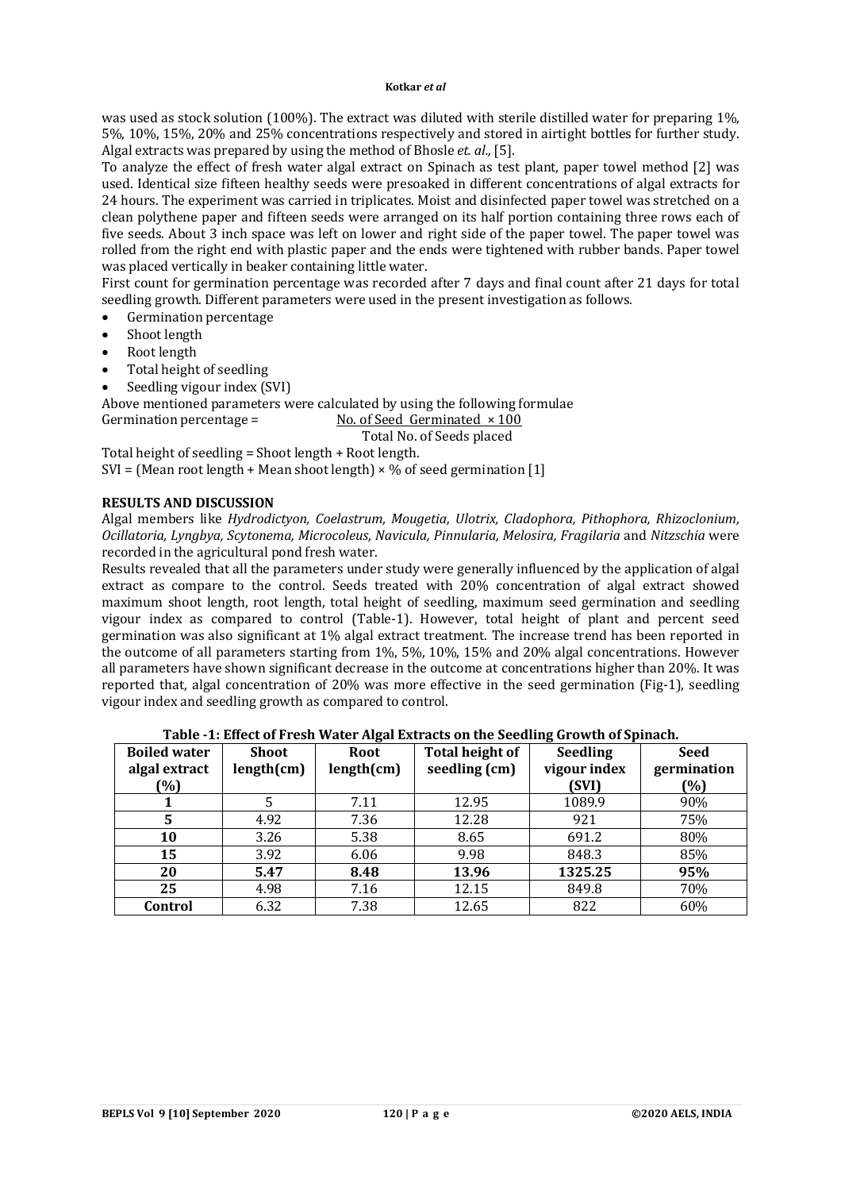was used as stock solution (100%). The extract was diluted with sterile distilled water for preparing 1%, 5%, 10%, 15%, 20% and 25% concentrations respectively and stored in airtight bottles for further study. Algal extracts was prepared by using the method of Bhosle *et. al.,* [5].

To analyze the effect of fresh water algal extract on Spinach as test plant, paper towel method [2] was used. Identical size fifteen healthy seeds were presoaked in different concentrations of algal extracts for 24 hours. The experiment was carried in triplicates. Moist and disinfected paper towel was stretched on a clean polythene paper and fifteen seeds were arranged on its half portion containing three rows each of five seeds. About 3 inch space was left on lower and right side of the paper towel. The paper towel was rolled from the right end with plastic paper and the ends were tightened with rubber bands. Paper towel was placed vertically in beaker containing little water.

First count for germination percentage was recorded after 7 days and final count after 21 days for total seedling growth. Different parameters were used in the present investigation as follows.

- Germination percentage
- Shoot length
- Root length
- Total height of seedling
- Seedling vigour index (SVI)

Above mentioned parameters were calculated by using the following formulae

$$\text{Germination percentage} = \frac{\text{No. of Seed Germinated} \times 100}{\text{Total No. of Seeds placed}}$$

Total height of seedling = Shoot length + Root length.

SVI = (Mean root length + Mean shoot length) × % of seed germination [1]

## RESULTS AND DISCUSSION

Algal members like *Hydrodictyon, Coelastrum, Mougetia, Ulotrix, Cladophora, Pithophora, Rhizoclonium, Ocillatoria, Lyngbya, Scytonema, Microcoleus, Navicula, Pinnularia, Melosira, Fragilaria* and *Nitzschia* were recorded in the agricultural pond fresh water.

Results revealed that all the parameters under study were generally influenced by the application of algal extract as compare to the control. Seeds treated with 20% concentration of algal extract showed maximum shoot length, root length, total height of seedling, maximum seed germination and seedling vigour index as compared to control (Table-1). However, total height of plant and percent seed germination was also significant at 1% algal extract treatment. The increase trend has been reported in the outcome of all parameters starting from 1%, 5%, 10%, 15% and 20% algal concentrations. However all parameters have shown significant decrease in the outcome at concentrations higher than 20%. It was reported that, algal concentration of 20% was more effective in the seed germination (Fig-1), seedling vigour index and seedling growth as compared to control.

**Table -1: Effect of Fresh Water Algal Extracts on the Seedling Growth of Spinach.**

| Boiled water algal extract (%) | Shoot length(cm) | Root length(cm) | Total height of seedling (cm) | Seedling vigour index (SVI) | Seed germination (%) |
|---|---|---|---|---|---|
| **1** | 5 | 7.11 | 12.95 | 1089.9 | 90% |
| **5** | 4.92 | 7.36 | 12.28 | 921 | 75% |
| **10** | 3.26 | 5.38 | 8.65 | 691.2 | 80% |
| **15** | 3.92 | 6.06 | 9.98 | 848.3 | 85% |
| **20** | **5.47** | **8.48** | **13.96** | **1325.25** | **95%** |
| **25** | 4.98 | 7.16 | 12.15 | 849.8 | 70% |
| **Control** | 6.32 | 7.38 | 12.65 | 822 | 60% |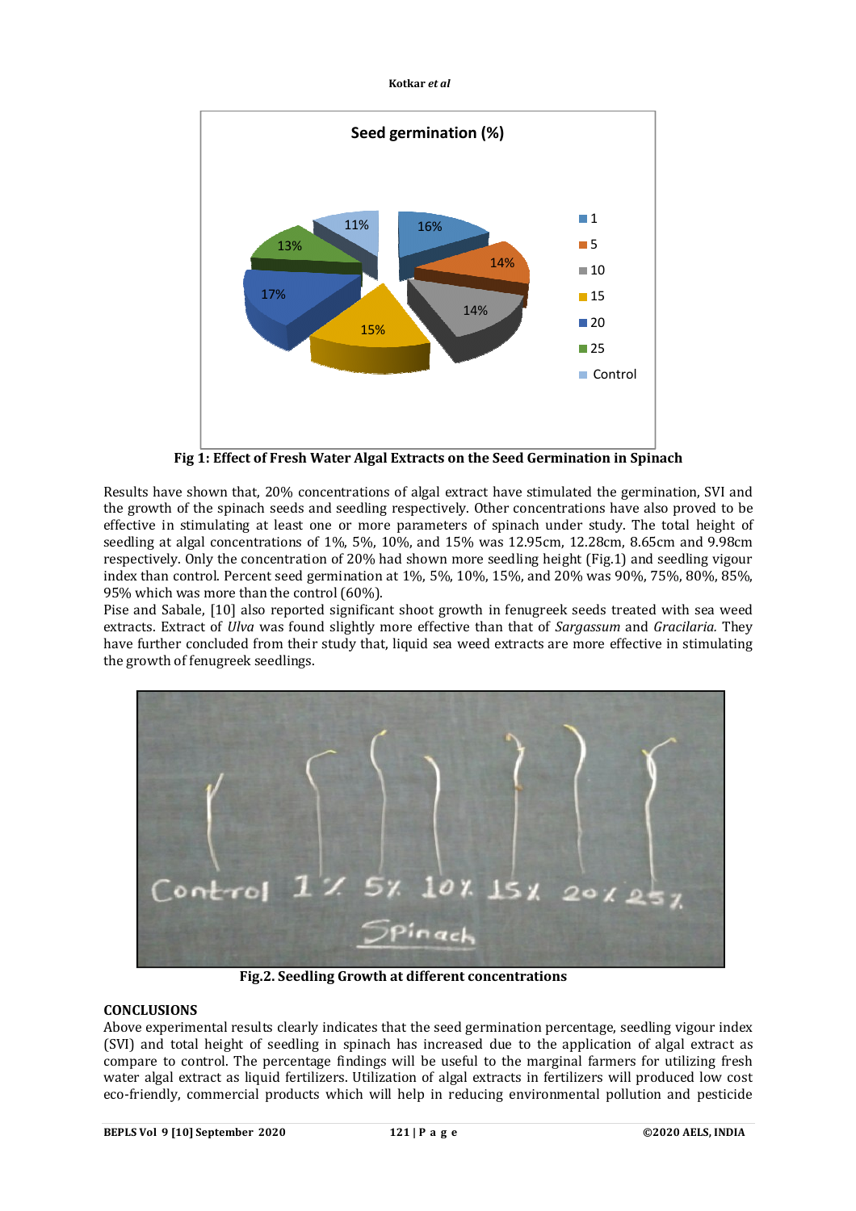Fig 1: Effect of Fresh Water Algal Extracts on the Seed Germination in Spinach

Results have shown that, 20% concentrations of algal extract have stimulated the germination, SVI and the growth of the spinach seeds and seedling respectively. Other concentrations have also proved to be effective in stimulating at least one or more parameters of spinach under study. The total height of seedling at algal concentrations of 1%, 5%, 10%, and 15% was 12.95cm, 12.28cm, 8.65cm and 9.98cm respectively. Only the concentration of 20% had shown more seedling height (Fig.1) and seedling vigour index than control. Percent seed germination at 1%, 5%, 10%, 15%, and 20% was 90%, 75%, 80%, 85%, 95% which was more than the control (60%).

Pise and Sabale, [10] also reported significant shoot growth in fenugreek seeds treated with sea weed extracts. Extract of *Ulva* was found slightly more effective than that of *Sargassum* and *Gracilaria.* They have further concluded from their study that, liquid sea weed extracts are more effective in stimulating the growth of fenugreek seedlings.

Fig.2. Seedling Growth at different concentrations

## CONCLUSIONS

Above experimental results clearly indicates that the seed germination percentage, seedling vigour index (SVI) and total height of seedling in spinach has increased due to the application of algal extract as compare to control. The percentage findings will be useful to the marginal farmers for utilizing fresh water algal extract as liquid fertilizers. Utilization of algal extracts in fertilizers will produced low cost eco-friendly, commercial products which will help in reducing environmental pollution and pesticide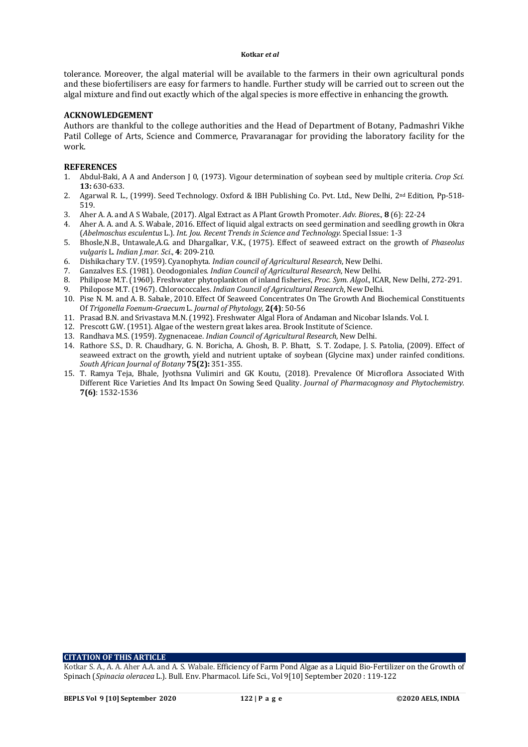tolerance. Moreover, the algal material will be available to the farmers in their own agricultural ponds and these biofertilisers are easy for farmers to handle. Further study will be carried out to screen out the algal mixture and find out exactly which of the algal species is more effective in enhancing the growth.

## ACKNOWLEDGEMENT

Authors are thankful to the college authorities and the Head of Department of Botany, Padmashri Vikhe Patil College of Arts, Science and Commerce, Pravaranagar for providing the laboratory facility for the work.

## REFERENCES

1. Abdul-Baki, A A and Anderson J 0, (1973). Vigour determination of soybean seed by multiple criteria. *Crop Sci.* **13:** 630-633.
2. Agarwal R. L., (1999). Seed Technology. Oxford & IBH Publishing Co. Pvt. Ltd., New Delhi, 2nd Edition, Pp-518-519.
3. Aher A. A. and A S Wabale, (2017). Algal Extract as A Plant Growth Promoter. *Adv. Biores.*, **8** (6): 22-24
4. Aher A. A. and A. S. Wabale, 2016. Effect of liquid algal extracts on seed germination and seedling growth in Okra (*Abelmoschus esculentus* L.). *Int. Jou. Recent Trends in Science and Technology*. Special Issue: 1-3
5. Bhosle,N.B., Untawale,A.G. and Dhargalkar, V.K., (1975). Effect of seaweed extract on the growth of *Phaseolus vulgaris* L. *Indian J.mar. Sci.*, **4**: 209-210.
6. Dishikachary T.V. (1959). Cyanophyta. *Indian council of Agricultural Research*, New Delhi.
7. Ganzalves E.S. (1981). Oeodogoniales. *Indian Council of Agricultural Research*, New Delhi.
8. Philipose M.T. (1960). Freshwater phytoplankton of inland fisheries, *Proc. Sym. Algol.*, ICAR, New Delhi, 272-291.
9. Philopose M.T. (1967). Chlorococcales. *Indian Council of Agricultural Research*, New Delhi.
10. Pise N. M. and A. B. Sabale, 2010. Effect Of Seaweed Concentrates On The Growth And Biochemical Constituents Of *Trigonella Foenum-Graecum* L. *Journal of Phytology*, **2(4)**: 50-56
11. Prasad B.N. and Srivastava M.N. (1992). Freshwater Algal Flora of Andaman and Nicobar Islands. Vol. I.
12. Prescott G.W. (1951). Algae of the western great lakes area. Brook Institute of Science.
13. Randhava M.S. (1959). Zygnenaceae. *Indian Council of Agricultural Research*, New Delhi.
14. Rathore S.S., D. R. Chaudhary, G. N. Boricha, A. Ghosh, B. P. Bhatt, S. T. Zodape, J. S. Patolia, (2009). Effect of seaweed extract on the growth, yield and nutrient uptake of soybean (Glycine max) under rainfed conditions. *South African Journal of Botany* **75(2):** 351-355.
15. T. Ramya Teja, Bhale, Jyothsna Vulimiri and GK Koutu, (2018). Prevalence Of Microflora Associated With Different Rice Varieties And Its Impact On Sowing Seed Quality. *Journal of Pharmacognosy and Phytochemistry.* **7(6)**: 1532-1536

**CITATION OF THIS ARTICLE**

Kotkar S. A., A. A. Aher A.A. and A. S. Wabale. Efficiency of Farm Pond Algae as a Liquid Bio-Fertilizer on the Growth of Spinach (*Spinacia oleracea* L.). Bull. Env. Pharmacol. Life Sci., Vol 9[10] September 2020 : 119-122